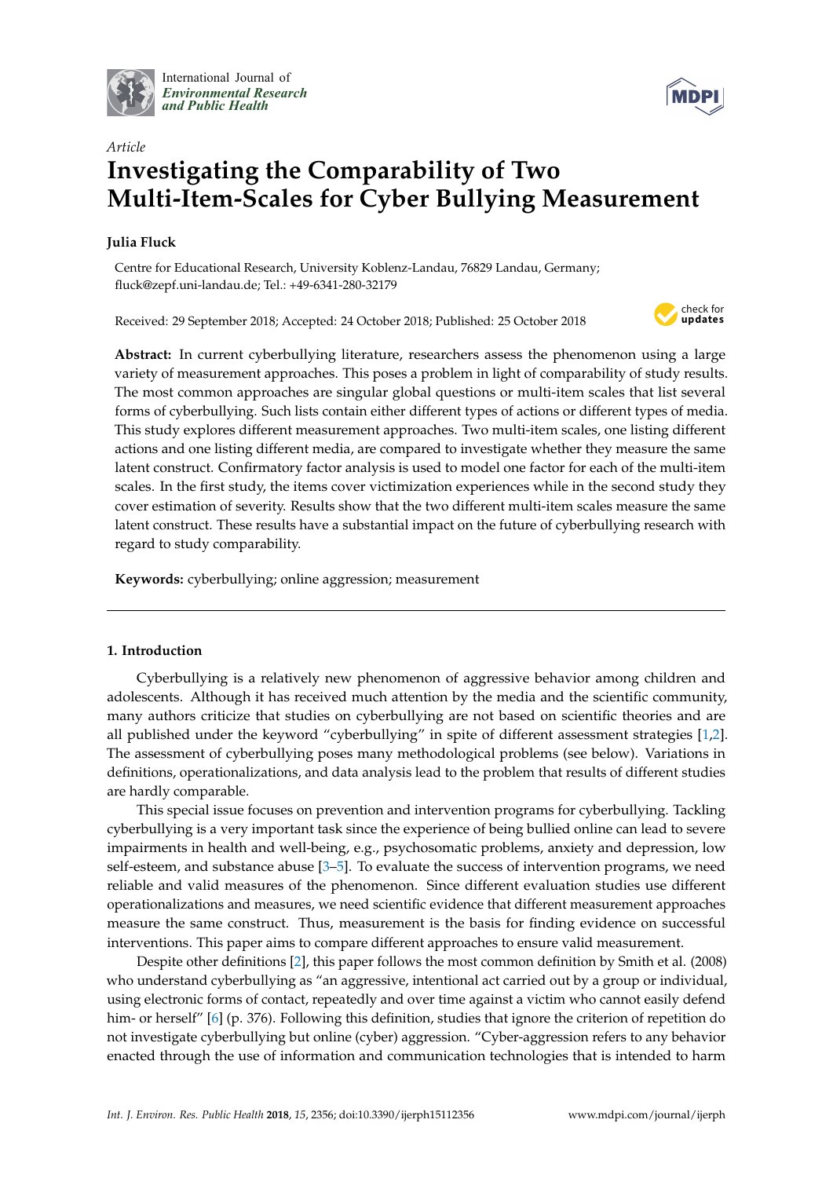International Journal of
*Environmental Research and Public Health*

*Article*

# Investigating the Comparability of Two Multi-Item-Scales for Cyber Bullying Measurement

**Julia Fluck**

Centre for Educational Research, University Koblenz-Landau, 76829 Landau, Germany; fluck@zepf.uni-landau.de; Tel.: +49-6341-280-32179

Received: 29 September 2018; Accepted: 24 October 2018; Published: 25 October 2018

**Abstract:** In current cyberbullying literature, researchers assess the phenomenon using a large variety of measurement approaches. This poses a problem in light of comparability of study results. The most common approaches are singular global questions or multi-item scales that list several forms of cyberbullying. Such lists contain either different types of actions or different types of media. This study explores different measurement approaches. Two multi-item scales, one listing different actions and one listing different media, are compared to investigate whether they measure the same latent construct. Confirmatory factor analysis is used to model one factor for each of the multi-item scales. In the first study, the items cover victimization experiences while in the second study they cover estimation of severity. Results show that the two different multi-item scales measure the same latent construct. These results have a substantial impact on the future of cyberbullying research with regard to study comparability.

**Keywords:** cyberbullying; online aggression; measurement

## 1. Introduction

Cyberbullying is a relatively new phenomenon of aggressive behavior among children and adolescents. Although it has received much attention by the media and the scientific community, many authors criticize that studies on cyberbullying are not based on scientific theories and are all published under the keyword "cyberbullying" in spite of different assessment strategies [1,2]. The assessment of cyberbullying poses many methodological problems (see below). Variations in definitions, operationalizations, and data analysis lead to the problem that results of different studies are hardly comparable.

This special issue focuses on prevention and intervention programs for cyberbullying. Tackling cyberbullying is a very important task since the experience of being bullied online can lead to severe impairments in health and well-being, e.g., psychosomatic problems, anxiety and depression, low self-esteem, and substance abuse [3–5]. To evaluate the success of intervention programs, we need reliable and valid measures of the phenomenon. Since different evaluation studies use different operationalizations and measures, we need scientific evidence that different measurement approaches measure the same construct. Thus, measurement is the basis for finding evidence on successful interventions. This paper aims to compare different approaches to ensure valid measurement.

Despite other definitions [2], this paper follows the most common definition by Smith et al. (2008) who understand cyberbullying as "an aggressive, intentional act carried out by a group or individual, using electronic forms of contact, repeatedly and over time against a victim who cannot easily defend him- or herself" [6] (p. 376). Following this definition, studies that ignore the criterion of repetition do not investigate cyberbullying but online (cyber) aggression. "Cyber-aggression refers to any behavior enacted through the use of information and communication technologies that is intended to harm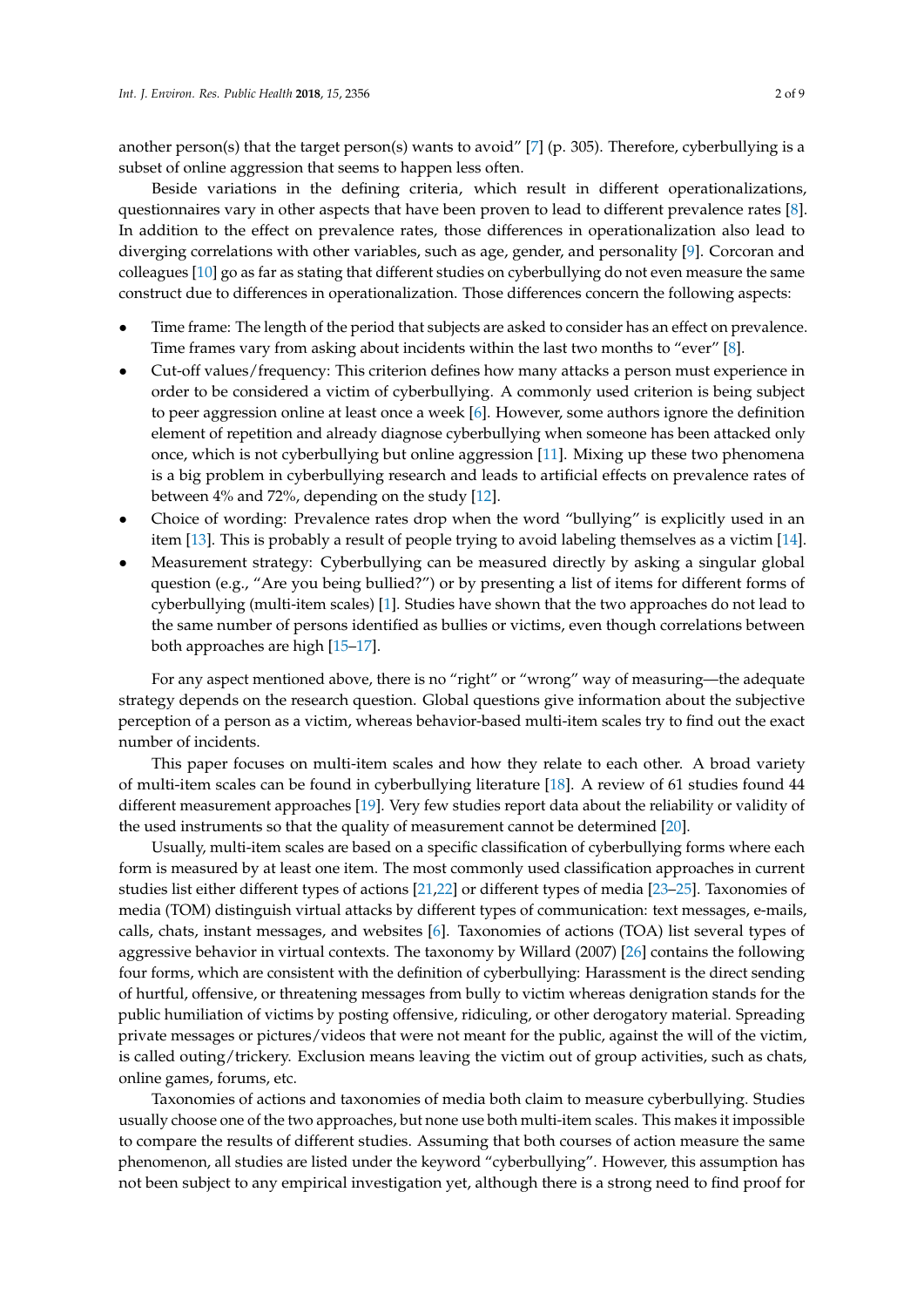another person(s) that the target person(s) wants to avoid" [7] (p. 305). Therefore, cyberbullying is a subset of online aggression that seems to happen less often.

Beside variations in the defining criteria, which result in different operationalizations, questionnaires vary in other aspects that have been proven to lead to different prevalence rates [8]. In addition to the effect on prevalence rates, those differences in operationalization also lead to diverging correlations with other variables, such as age, gender, and personality [9]. Corcoran and colleagues [10] go as far as stating that different studies on cyberbullying do not even measure the same construct due to differences in operationalization. Those differences concern the following aspects:

- Time frame: The length of the period that subjects are asked to consider has an effect on prevalence. Time frames vary from asking about incidents within the last two months to "ever" [8].
- Cut-off values/frequency: This criterion defines how many attacks a person must experience in order to be considered a victim of cyberbullying. A commonly used criterion is being subject to peer aggression online at least once a week [6]. However, some authors ignore the definition element of repetition and already diagnose cyberbullying when someone has been attacked only once, which is not cyberbullying but online aggression [11]. Mixing up these two phenomena is a big problem in cyberbullying research and leads to artificial effects on prevalence rates of between 4% and 72%, depending on the study [12].
- Choice of wording: Prevalence rates drop when the word "bullying" is explicitly used in an item [13]. This is probably a result of people trying to avoid labeling themselves as a victim [14].
- Measurement strategy: Cyberbullying can be measured directly by asking a singular global question (e.g., "Are you being bullied?") or by presenting a list of items for different forms of cyberbullying (multi-item scales) [1]. Studies have shown that the two approaches do not lead to the same number of persons identified as bullies or victims, even though correlations between both approaches are high [15–17].

For any aspect mentioned above, there is no "right" or "wrong" way of measuring—the adequate strategy depends on the research question. Global questions give information about the subjective perception of a person as a victim, whereas behavior-based multi-item scales try to find out the exact number of incidents.

This paper focuses on multi-item scales and how they relate to each other. A broad variety of multi-item scales can be found in cyberbullying literature [18]. A review of 61 studies found 44 different measurement approaches [19]. Very few studies report data about the reliability or validity of the used instruments so that the quality of measurement cannot be determined [20].

Usually, multi-item scales are based on a specific classification of cyberbullying forms where each form is measured by at least one item. The most commonly used classification approaches in current studies list either different types of actions [21,22] or different types of media [23–25]. Taxonomies of media (TOM) distinguish virtual attacks by different types of communication: text messages, e-mails, calls, chats, instant messages, and websites [6]. Taxonomies of actions (TOA) list several types of aggressive behavior in virtual contexts. The taxonomy by Willard (2007) [26] contains the following four forms, which are consistent with the definition of cyberbullying: Harassment is the direct sending of hurtful, offensive, or threatening messages from bully to victim whereas denigration stands for the public humiliation of victims by posting offensive, ridiculing, or other derogatory material. Spreading private messages or pictures/videos that were not meant for the public, against the will of the victim, is called outing/trickery. Exclusion means leaving the victim out of group activities, such as chats, online games, forums, etc.

Taxonomies of actions and taxonomies of media both claim to measure cyberbullying. Studies usually choose one of the two approaches, but none use both multi-item scales. This makes it impossible to compare the results of different studies. Assuming that both courses of action measure the same phenomenon, all studies are listed under the keyword "cyberbullying". However, this assumption has not been subject to any empirical investigation yet, although there is a strong need to find proof for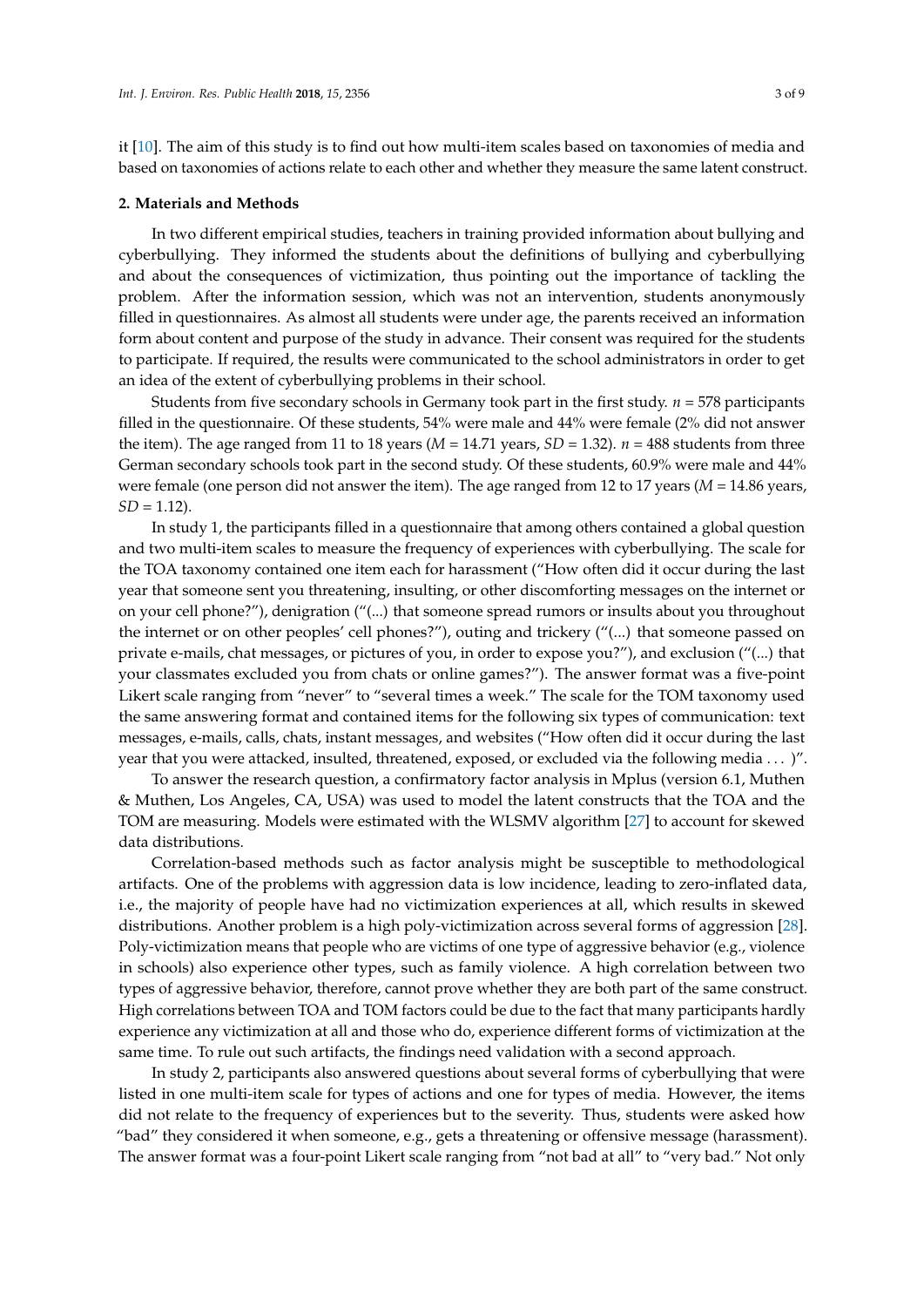it [10]. The aim of this study is to find out how multi-item scales based on taxonomies of media and based on taxonomies of actions relate to each other and whether they measure the same latent construct.

## 2. Materials and Methods

In two different empirical studies, teachers in training provided information about bullying and cyberbullying. They informed the students about the definitions of bullying and cyberbullying and about the consequences of victimization, thus pointing out the importance of tackling the problem. After the information session, which was not an intervention, students anonymously filled in questionnaires. As almost all students were under age, the parents received an information form about content and purpose of the study in advance. Their consent was required for the students to participate. If required, the results were communicated to the school administrators in order to get an idea of the extent of cyberbullying problems in their school.

Students from five secondary schools in Germany took part in the first study. $n = 578$ participants filled in the questionnaire. Of these students, 54% were male and 44% were female (2% did not answer the item). The age ranged from 11 to 18 years ($M = 14.71$ years, $SD = 1.32$). $n = 488$ students from three German secondary schools took part in the second study. Of these students, 60.9% were male and 44% were female (one person did not answer the item). The age ranged from 12 to 17 years ($M = 14.86$ years, $SD = 1.12$).

In study 1, the participants filled in a questionnaire that among others contained a global question and two multi-item scales to measure the frequency of experiences with cyberbullying. The scale for the TOA taxonomy contained one item each for harassment ("How often did it occur during the last year that someone sent you threatening, insulting, or other discomforting messages on the internet or on your cell phone?"), denigration ("(...) that someone spread rumors or insults about you throughout the internet or on other peoples' cell phones?"), outing and trickery ("(...) that someone passed on private e-mails, chat messages, or pictures of you, in order to expose you?"), and exclusion ("(...) that your classmates excluded you from chats or online games?"). The answer format was a five-point Likert scale ranging from "never" to "several times a week." The scale for the TOM taxonomy used the same answering format and contained items for the following six types of communication: text messages, e-mails, calls, chats, instant messages, and websites ("How often did it occur during the last year that you were attacked, insulted, threatened, exposed, or excluded via the following media . . . )".

To answer the research question, a confirmatory factor analysis in Mplus (version 6.1, Muthen & Muthen, Los Angeles, CA, USA) was used to model the latent constructs that the TOA and the TOM are measuring. Models were estimated with the WLSMV algorithm [27] to account for skewed data distributions.

Correlation-based methods such as factor analysis might be susceptible to methodological artifacts. One of the problems with aggression data is low incidence, leading to zero-inflated data, i.e., the majority of people have had no victimization experiences at all, which results in skewed distributions. Another problem is a high poly-victimization across several forms of aggression [28]. Poly-victimization means that people who are victims of one type of aggressive behavior (e.g., violence in schools) also experience other types, such as family violence. A high correlation between two types of aggressive behavior, therefore, cannot prove whether they are both part of the same construct. High correlations between TOA and TOM factors could be due to the fact that many participants hardly experience any victimization at all and those who do, experience different forms of victimization at the same time. To rule out such artifacts, the findings need validation with a second approach.

In study 2, participants also answered questions about several forms of cyberbullying that were listed in one multi-item scale for types of actions and one for types of media. However, the items did not relate to the frequency of experiences but to the severity. Thus, students were asked how "bad" they considered it when someone, e.g., gets a threatening or offensive message (harassment). The answer format was a four-point Likert scale ranging from "not bad at all" to "very bad." Not only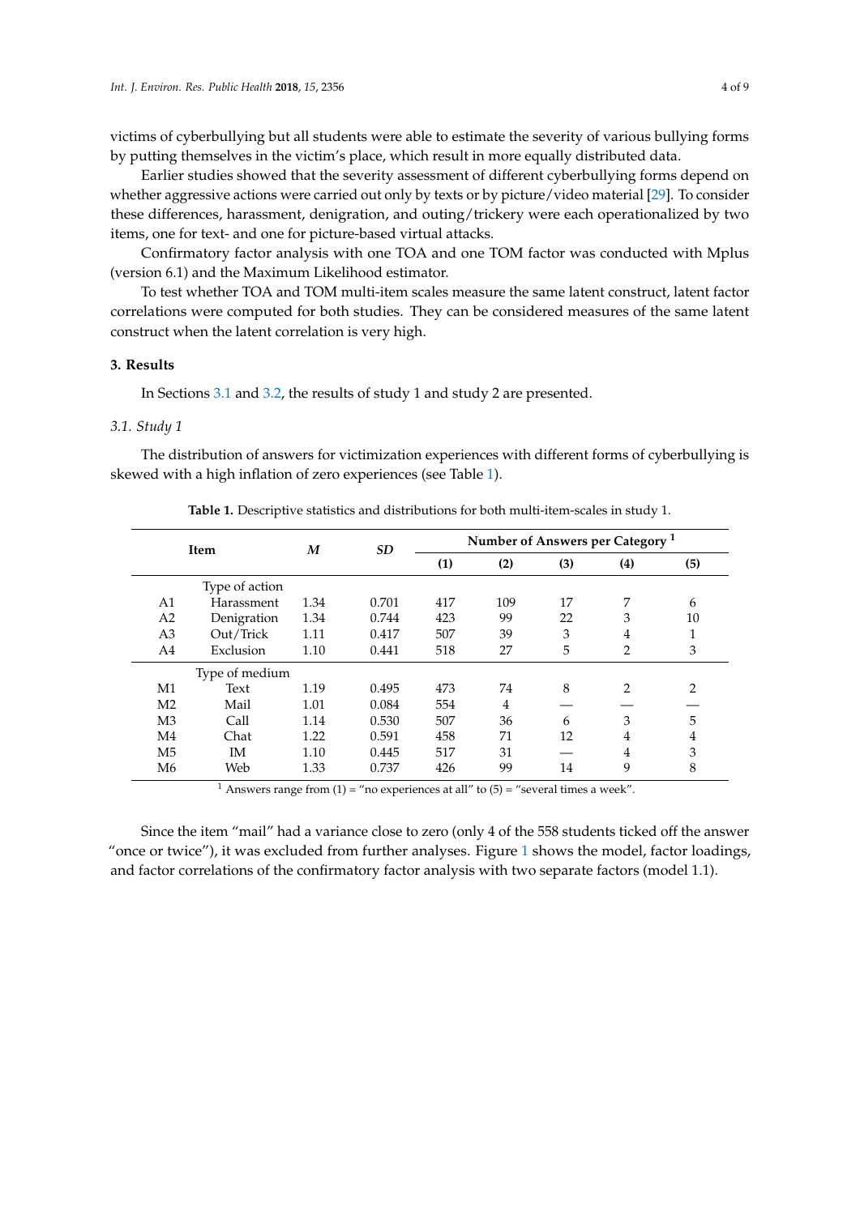victims of cyberbullying but all students were able to estimate the severity of various bullying forms by putting themselves in the victim's place, which result in more equally distributed data.

Earlier studies showed that the severity assessment of different cyberbullying forms depend on whether aggressive actions were carried out only by texts or by picture/video material [29]. To consider these differences, harassment, denigration, and outing/trickery were each operationalized by two items, one for text- and one for picture-based virtual attacks.

Confirmatory factor analysis with one TOA and one TOM factor was conducted with Mplus (version 6.1) and the Maximum Likelihood estimator.

To test whether TOA and TOM multi-item scales measure the same latent construct, latent factor correlations were computed for both studies. They can be considered measures of the same latent construct when the latent correlation is very high.

## 3. Results

In Sections 3.1 and 3.2, the results of study 1 and study 2 are presented.

### 3.1. Study 1

The distribution of answers for victimization experiences with different forms of cyberbullying is skewed with a high inflation of zero experiences (see Table 1).

**Table 1.** Descriptive statistics and distributions for both multi-item-scales in study 1.

| Item | | *M* | *SD* | Number of Answers per Category [1] | | | | |
|---|---|---|---|---|---|---|---|---|
| | | | | **(1)** | **(2)** | **(3)** | **(4)** | **(5)** |
| | Type of action | | | | | | | |
| A1 | Harassment | 1.34 | 0.701 | 417 | 109 | 17 | 7 | 6 |
| A2 | Denigration | 1.34 | 0.744 | 423 | 99 | 22 | 3 | 10 |
| A3 | Out/Trick | 1.11 | 0.417 | 507 | 39 | 3 | 4 | 1 |
| A4 | Exclusion | 1.10 | 0.441 | 518 | 27 | 5 | 2 | 3 |
| | Type of medium | | | | | | | |
| M1 | Text | 1.19 | 0.495 | 473 | 74 | 8 | 2 | 2 |
| M2 | Mail | 1.01 | 0.084 | 554 | 4 | — | — | — |
| M3 | Call | 1.14 | 0.530 | 507 | 36 | 6 | 3 | 5 |
| M4 | Chat | 1.22 | 0.591 | 458 | 71 | 12 | 4 | 4 |
| M5 | IM | 1.10 | 0.445 | 517 | 31 | — | 4 | 3 |
| M6 | Web | 1.33 | 0.737 | 426 | 99 | 14 | 9 | 8 |

[1] Answers range from (1) = "no experiences at all" to (5) = "several times a week".

Since the item "mail" had a variance close to zero (only 4 of the 558 students ticked off the answer "once or twice"), it was excluded from further analyses. Figure 1 shows the model, factor loadings, and factor correlations of the confirmatory factor analysis with two separate factors (model 1.1).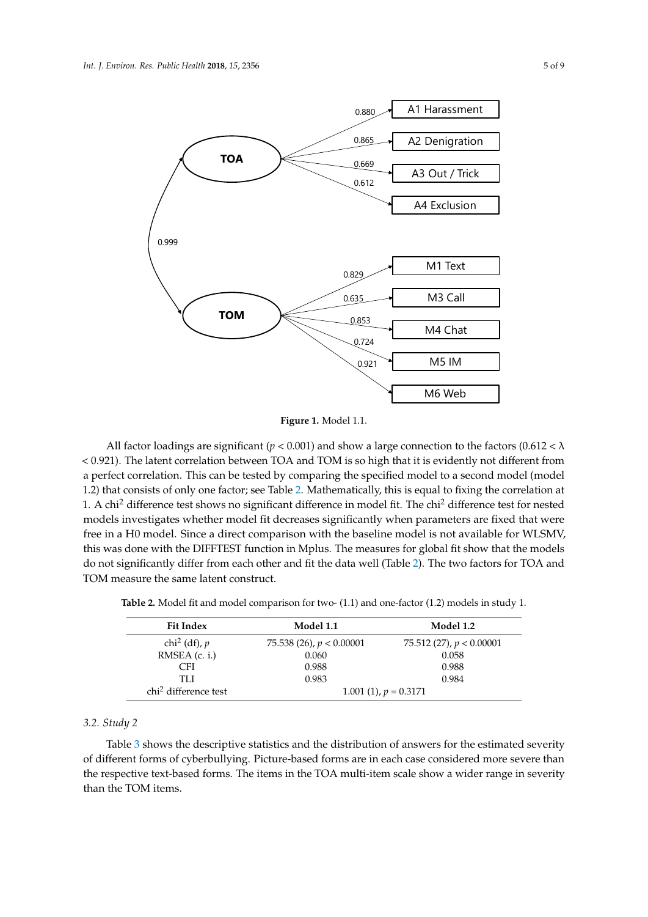**Figure 1.** Model 1.1.

All factor loadings are significant ($p < 0.001$) and show a large connection to the factors ($0.612 < \lambda < 0.921$). The latent correlation between TOA and TOM is so high that it is evidently not different from a perfect correlation. This can be tested by comparing the specified model to a second model (model 1.2) that consists of only one factor; see Table 2. Mathematically, this is equal to fixing the correlation at 1. A $chi^2$ difference test shows no significant difference in model fit. The $chi^2$ difference test for nested models investigates whether model fit decreases significantly when parameters are fixed that were free in a H0 model. Since a direct comparison with the baseline model is not available for WLSMV, this was done with the DIFFTEST function in Mplus. The measures for global fit show that the models do not significantly differ from each other and fit the data well (Table 2). The two factors for TOA and TOM measure the same latent construct.

**Table 2.** Model fit and model comparison for two- (1.1) and one-factor (1.2) models in study 1.

| Fit Index | Model 1.1 | Model 1.2 |
|---|---|---|
| $chi^2$ (df), $p$ | 75.538 (26), $p < 0.00001$ | 75.512 (27), $p < 0.00001$ |
| RMSEA (c. i.) | 0.060 | 0.058 |
| CFI | 0.988 | 0.988 |
| TLI | 0.983 | 0.984 |
| $chi^2$ difference test | 1.001 (1), $p = 0.3171$ | |

### *3.2. Study 2*

Table 3 shows the descriptive statistics and the distribution of answers for the estimated severity of different forms of cyberbullying. Picture-based forms are in each case considered more severe than the respective text-based forms. The items in the TOA multi-item scale show a wider range in severity than the TOM items.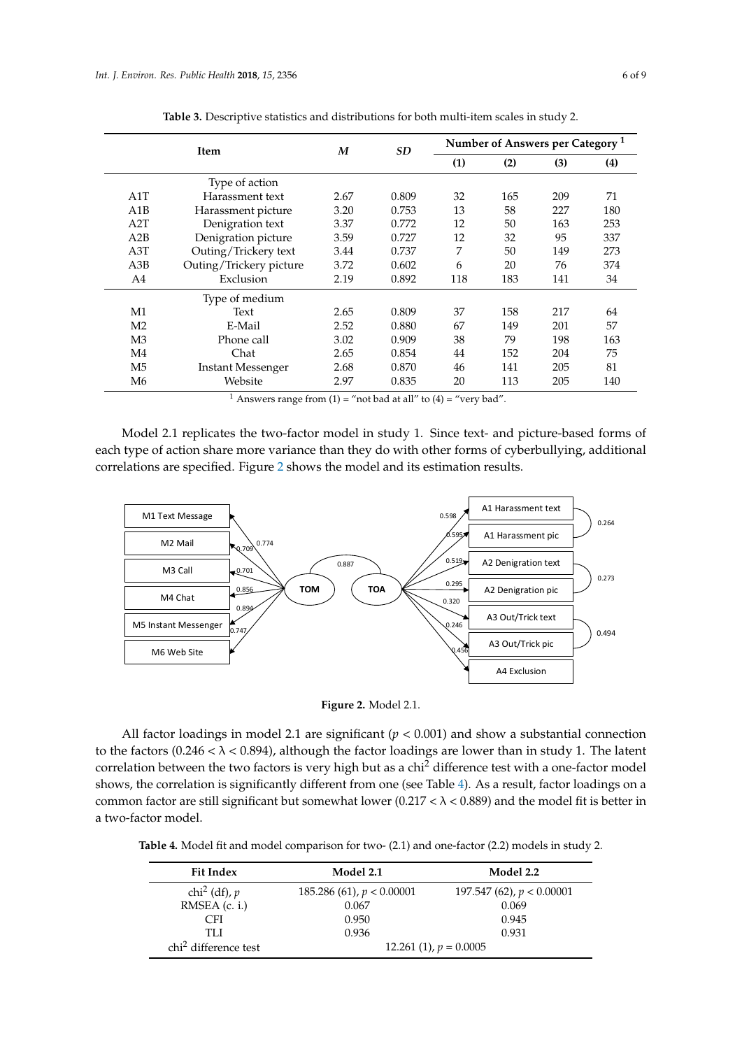**Table 3.** Descriptive statistics and distributions for both multi-item scales in study 2.

| Item | | *M* | *SD* | Number of Answers per Category [1] | | | |
|---|---|---|---|---|---|---|---|
| | | | | (1) | (2) | (3) | (4) |
| | Type of action | | | | | | |
| A1T | Harassment text | 2.67 | 0.809 | 32 | 165 | 209 | 71 |
| A1B | Harassment picture | 3.20 | 0.753 | 13 | 58 | 227 | 180 |
| A2T | Denigration text | 3.37 | 0.772 | 12 | 50 | 163 | 253 |
| A2B | Denigration picture | 3.59 | 0.727 | 12 | 32 | 95 | 337 |
| A3T | Outing/Trickery text | 3.44 | 0.737 | 7 | 50 | 149 | 273 |
| A3B | Outing/Trickery picture | 3.72 | 0.602 | 6 | 20 | 76 | 374 |
| A4 | Exclusion | 2.19 | 0.892 | 118 | 183 | 141 | 34 |
| | Type of medium | | | | | | |
| M1 | Text | 2.65 | 0.809 | 37 | 158 | 217 | 64 |
| M2 | E-Mail | 2.52 | 0.880 | 67 | 149 | 201 | 57 |
| M3 | Phone call | 3.02 | 0.909 | 38 | 79 | 198 | 163 |
| M4 | Chat | 2.65 | 0.854 | 44 | 152 | 204 | 75 |
| M5 | Instant Messenger | 2.68 | 0.870 | 46 | 141 | 205 | 81 |
| M6 | Website | 2.97 | 0.835 | 20 | 113 | 205 | 140 |

[1] Answers range from (1) = "not bad at all" to (4) = "very bad".

Model 2.1 replicates the two-factor model in study 1. Since text- and picture-based forms of each type of action share more variance than they do with other forms of cyberbullying, additional correlations are specified. Figure 2 shows the model and its estimation results.

**Figure 2.** Model 2.1.

All factor loadings in model 2.1 are significant ($p < 0.001$) and show a substantial connection to the factors ($0.246 < \lambda < 0.894$), although the factor loadings are lower than in study 1. The latent correlation between the two factors is very high but as a chi$^2$ difference test with a one-factor model shows, the correlation is significantly different from one (see Table 4). As a result, factor loadings on a common factor are still significant but somewhat lower ($0.217 < \lambda < 0.889$) and the model fit is better in a two-factor model.

**Table 4.** Model fit and model comparison for two- (2.1) and one-factor (2.2) models in study 2.

| Fit Index | Model 2.1 | Model 2.2 |
|---|---|---|
| chi$^2$ (df), $p$ | 185.286 (61), $p < 0.00001$ | 197.547 (62), $p < 0.00001$ |
| RMSEA (c. i.) | 0.067 | 0.069 |
| CFI | 0.950 | 0.945 |
| TLI | 0.936 | 0.931 |
| chi$^2$ difference test | 12.261 (1), $p = 0.0005$ | |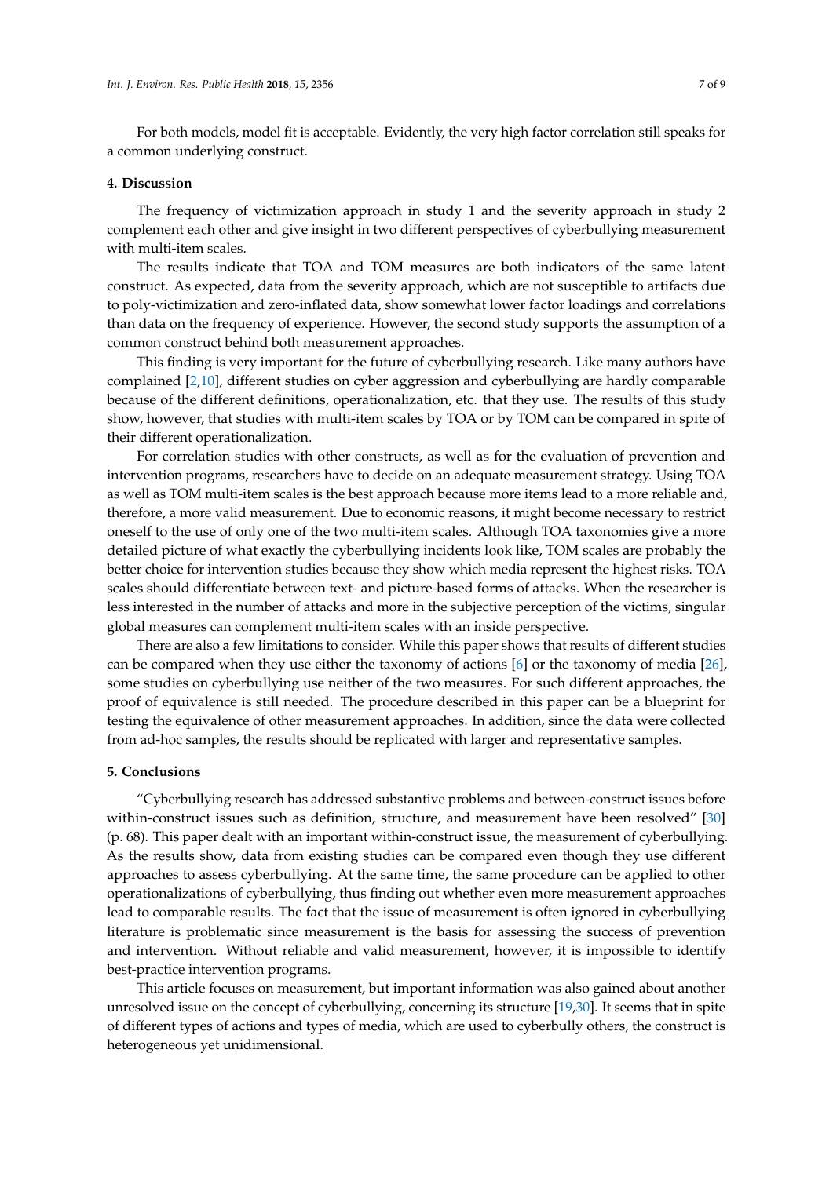For both models, model fit is acceptable. Evidently, the very high factor correlation still speaks for a common underlying construct.

## 4. Discussion

The frequency of victimization approach in study 1 and the severity approach in study 2 complement each other and give insight in two different perspectives of cyberbullying measurement with multi-item scales.

The results indicate that TOA and TOM measures are both indicators of the same latent construct. As expected, data from the severity approach, which are not susceptible to artifacts due to poly-victimization and zero-inflated data, show somewhat lower factor loadings and correlations than data on the frequency of experience. However, the second study supports the assumption of a common construct behind both measurement approaches.

This finding is very important for the future of cyberbullying research. Like many authors have complained [2,10], different studies on cyber aggression and cyberbullying are hardly comparable because of the different definitions, operationalization, etc. that they use. The results of this study show, however, that studies with multi-item scales by TOA or by TOM can be compared in spite of their different operationalization.

For correlation studies with other constructs, as well as for the evaluation of prevention and intervention programs, researchers have to decide on an adequate measurement strategy. Using TOA as well as TOM multi-item scales is the best approach because more items lead to a more reliable and, therefore, a more valid measurement. Due to economic reasons, it might become necessary to restrict oneself to the use of only one of the two multi-item scales. Although TOA taxonomies give a more detailed picture of what exactly the cyberbullying incidents look like, TOM scales are probably the better choice for intervention studies because they show which media represent the highest risks. TOA scales should differentiate between text- and picture-based forms of attacks. When the researcher is less interested in the number of attacks and more in the subjective perception of the victims, singular global measures can complement multi-item scales with an inside perspective.

There are also a few limitations to consider. While this paper shows that results of different studies can be compared when they use either the taxonomy of actions [6] or the taxonomy of media [26], some studies on cyberbullying use neither of the two measures. For such different approaches, the proof of equivalence is still needed. The procedure described in this paper can be a blueprint for testing the equivalence of other measurement approaches. In addition, since the data were collected from ad-hoc samples, the results should be replicated with larger and representative samples.

## 5. Conclusions

"Cyberbullying research has addressed substantive problems and between-construct issues before within-construct issues such as definition, structure, and measurement have been resolved" [30] (p. 68). This paper dealt with an important within-construct issue, the measurement of cyberbullying. As the results show, data from existing studies can be compared even though they use different approaches to assess cyberbullying. At the same time, the same procedure can be applied to other operationalizations of cyberbullying, thus finding out whether even more measurement approaches lead to comparable results. The fact that the issue of measurement is often ignored in cyberbullying literature is problematic since measurement is the basis for assessing the success of prevention and intervention. Without reliable and valid measurement, however, it is impossible to identify best-practice intervention programs.

This article focuses on measurement, but important information was also gained about another unresolved issue on the concept of cyberbullying, concerning its structure [19,30]. It seems that in spite of different types of actions and types of media, which are used to cyberbully others, the construct is heterogeneous yet unidimensional.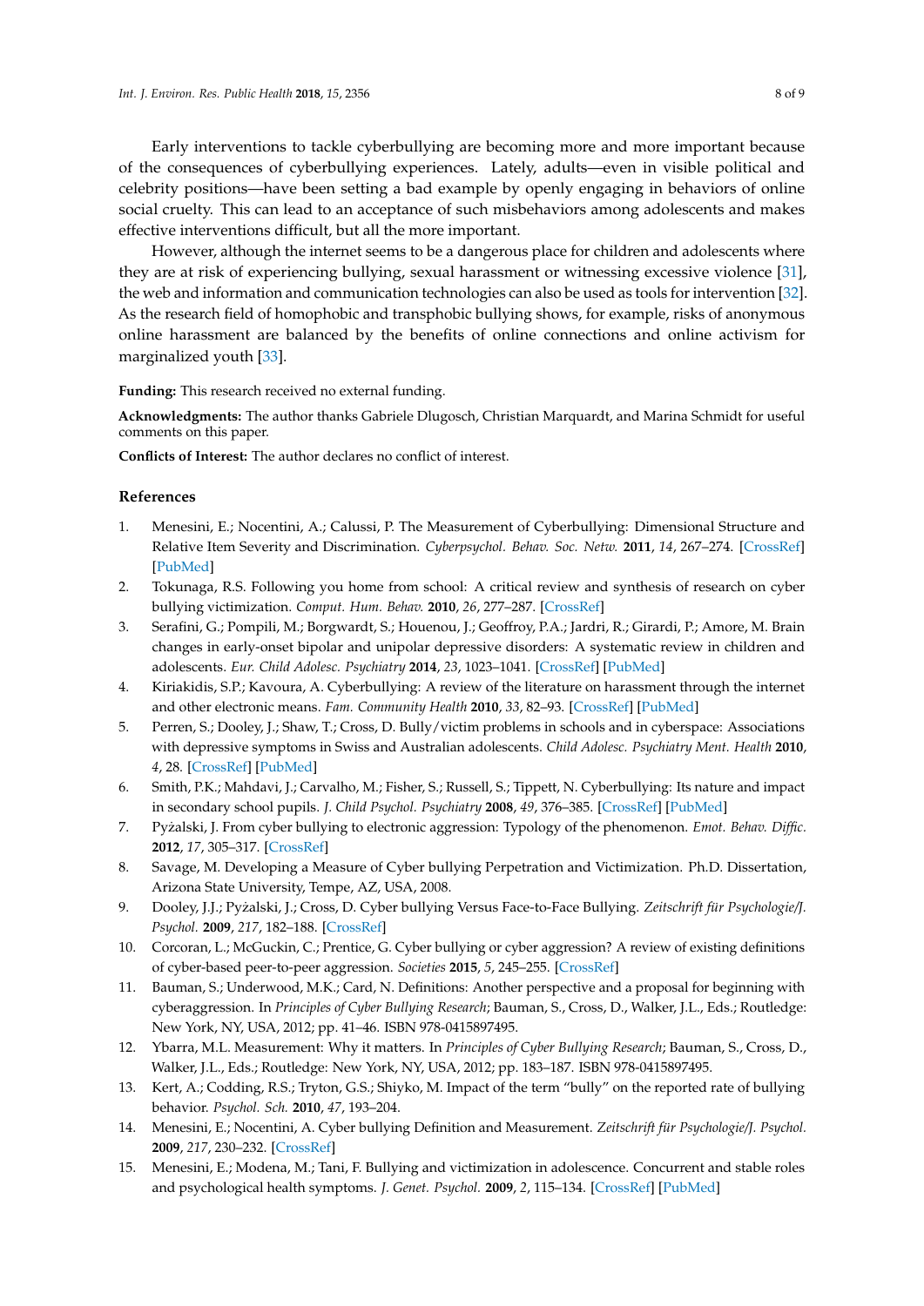Early interventions to tackle cyberbullying are becoming more and more important because of the consequences of cyberbullying experiences. Lately, adults—even in visible political and celebrity positions—have been setting a bad example by openly engaging in behaviors of online social cruelty. This can lead to an acceptance of such misbehaviors among adolescents and makes effective interventions difficult, but all the more important.

However, although the internet seems to be a dangerous place for children and adolescents where they are at risk of experiencing bullying, sexual harassment or witnessing excessive violence [31], the web and information and communication technologies can also be used as tools for intervention [32]. As the research field of homophobic and transphobic bullying shows, for example, risks of anonymous online harassment are balanced by the benefits of online connections and online activism for marginalized youth [33].

**Funding:** This research received no external funding.

**Acknowledgments:** The author thanks Gabriele Dlugosch, Christian Marquardt, and Marina Schmidt for useful comments on this paper.

**Conflicts of Interest:** The author declares no conflict of interest.

## References

1. Menesini, E.; Nocentini, A.; Calussi, P. The Measurement of Cyberbullying: Dimensional Structure and Relative Item Severity and Discrimination. *Cyberpsychol. Behav. Soc. Netw.* **2011**, *14*, 267–274. [CrossRef] [PubMed]
2. Tokunaga, R.S. Following you home from school: A critical review and synthesis of research on cyber bullying victimization. *Comput. Hum. Behav.* **2010**, *26*, 277–287. [CrossRef]
3. Serafini, G.; Pompili, M.; Borgwardt, S.; Houenou, J.; Geoffroy, P.A.; Jardri, R.; Girardi, P.; Amore, M. Brain changes in early-onset bipolar and unipolar depressive disorders: A systematic review in children and adolescents. *Eur. Child Adolesc. Psychiatry* **2014**, *23*, 1023–1041. [CrossRef] [PubMed]
4. Kiriakidis, S.P.; Kavoura, A. Cyberbullying: A review of the literature on harassment through the internet and other electronic means. *Fam. Community Health* **2010**, *33*, 82–93. [CrossRef] [PubMed]
5. Perren, S.; Dooley, J.; Shaw, T.; Cross, D. Bully/victim problems in schools and in cyberspace: Associations with depressive symptoms in Swiss and Australian adolescents. *Child Adolesc. Psychiatry Ment. Health* **2010**, *4*, 28. [CrossRef] [PubMed]
6. Smith, P.K.; Mahdavi, J.; Carvalho, M.; Fisher, S.; Russell, S.; Tippett, N. Cyberbullying: Its nature and impact in secondary school pupils. *J. Child Psychol. Psychiatry* **2008**, *49*, 376–385. [CrossRef] [PubMed]
7. Pyżalski, J. From cyber bullying to electronic aggression: Typology of the phenomenon. *Emot. Behav. Diffic.* **2012**, *17*, 305–317. [CrossRef]
8. Savage, M. Developing a Measure of Cyber bullying Perpetration and Victimization. Ph.D. Dissertation, Arizona State University, Tempe, AZ, USA, 2008.
9. Dooley, J.J.; Pyżalski, J.; Cross, D. Cyber bullying Versus Face-to-Face Bullying. *Zeitschrift für Psychologie/J. Psychol.* **2009**, *217*, 182–188. [CrossRef]
10. Corcoran, L.; McGuckin, C.; Prentice, G. Cyber bullying or cyber aggression? A review of existing definitions of cyber-based peer-to-peer aggression. *Societies* **2015**, *5*, 245–255. [CrossRef]
11. Bauman, S.; Underwood, M.K.; Card, N. Definitions: Another perspective and a proposal for beginning with cyberaggression. In *Principles of Cyber Bullying Research*; Bauman, S., Cross, D., Walker, J.L., Eds.; Routledge: New York, NY, USA, 2012; pp. 41–46. ISBN 978-0415897495.
12. Ybarra, M.L. Measurement: Why it matters. In *Principles of Cyber Bullying Research*; Bauman, S., Cross, D., Walker, J.L., Eds.; Routledge: New York, NY, USA, 2012; pp. 183–187. ISBN 978-0415897495.
13. Kert, A.; Codding, R.S.; Tryton, G.S.; Shiyko, M. Impact of the term "bully" on the reported rate of bullying behavior. *Psychol. Sch.* **2010**, *47*, 193–204.
14. Menesini, E.; Nocentini, A. Cyber bullying Definition and Measurement. *Zeitschrift für Psychologie/J. Psychol.* **2009**, *217*, 230–232. [CrossRef]
15. Menesini, E.; Modena, M.; Tani, F. Bullying and victimization in adolescence. Concurrent and stable roles and psychological health symptoms. *J. Genet. Psychol.* **2009**, *2*, 115–134. [CrossRef] [PubMed]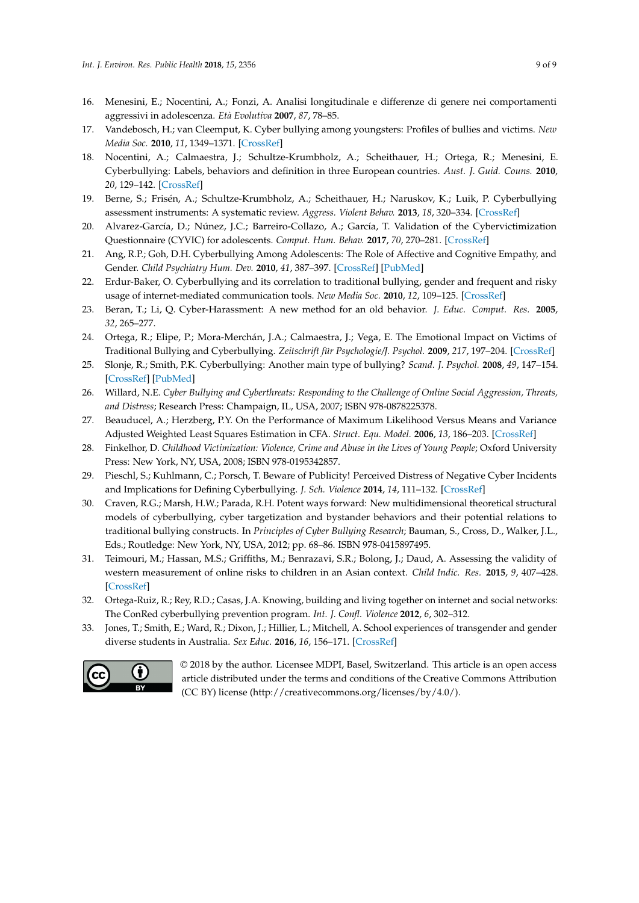16. Menesini, E.; Nocentini, A.; Fonzi, A. Analisi longitudinale e differenze di genere nei comportamenti aggressivi in adolescenza. *Età Evolutiva* **2007**, *87*, 78–85.
17. Vandebosch, H.; van Cleemput, K. Cyber bullying among youngsters: Profiles of bullies and victims. *New Media Soc.* **2010**, *11*, 1349–1371. [CrossRef]
18. Nocentini, A.; Calmaestra, J.; Schultze-Krumbholz, A.; Scheithauer, H.; Ortega, R.; Menesini, E. Cyberbullying: Labels, behaviors and definition in three European countries. *Aust. J. Guid. Couns.* **2010**, *20*, 129–142. [CrossRef]
19. Berne, S.; Frisén, A.; Schultze-Krumbholz, A.; Scheithauer, H.; Naruskov, K.; Luik, P. Cyberbullying assessment instruments: A systematic review. *Aggress. Violent Behav.* **2013**, *18*, 320–334. [CrossRef]
20. Alvarez-García, D.; Núnez, J.C.; Barreiro-Collazo, A.; García, T. Validation of the Cybervictimization Questionnaire (CYVIC) for adolescents. *Comput. Hum. Behav.* **2017**, *70*, 270–281. [CrossRef]
21. Ang, R.P.; Goh, D.H. Cyberbullying Among Adolescents: The Role of Affective and Cognitive Empathy, and Gender. *Child Psychiatry Hum. Dev.* **2010**, *41*, 387–397. [CrossRef] [PubMed]
22. Erdur-Baker, O. Cyberbullying and its correlation to traditional bullying, gender and frequent and risky usage of internet-mediated communication tools. *New Media Soc.* **2010**, *12*, 109–125. [CrossRef]
23. Beran, T.; Li, Q. Cyber-Harassment: A new method for an old behavior. *J. Educ. Comput. Res.* **2005**, *32*, 265–277.
24. Ortega, R.; Elipe, P.; Mora-Merchán, J.A.; Calmaestra, J.; Vega, E. The Emotional Impact on Victims of Traditional Bullying and Cyberbullying. *Zeitschrift für Psychologie/J. Psychol.* **2009**, *217*, 197–204. [CrossRef]
25. Slonje, R.; Smith, P.K. Cyberbullying: Another main type of bullying? *Scand. J. Psychol.* **2008**, *49*, 147–154. [CrossRef] [PubMed]
26. Willard, N.E. *Cyber Bullying and Cyberthreats: Responding to the Challenge of Online Social Aggression, Threats, and Distress*; Research Press: Champaign, IL, USA, 2007; ISBN 978-0878225378.
27. Beauducel, A.; Herzberg, P.Y. On the Performance of Maximum Likelihood Versus Means and Variance Adjusted Weighted Least Squares Estimation in CFA. *Struct. Equ. Model.* **2006**, *13*, 186–203. [CrossRef]
28. Finkelhor, D. *Childhood Victimization: Violence, Crime and Abuse in the Lives of Young People*; Oxford University Press: New York, NY, USA, 2008; ISBN 978-0195342857.
29. Pieschl, S.; Kuhlmann, C.; Porsch, T. Beware of Publicity! Perceived Distress of Negative Cyber Incidents and Implications for Defining Cyberbullying. *J. Sch. Violence* **2014**, *14*, 111–132. [CrossRef]
30. Craven, R.G.; Marsh, H.W.; Parada, R.H. Potent ways forward: New multidimensional theoretical structural models of cyberbullying, cyber targetization and bystander behaviors and their potential relations to traditional bullying constructs. In *Principles of Cyber Bullying Research*; Bauman, S., Cross, D., Walker, J.L., Eds.; Routledge: New York, NY, USA, 2012; pp. 68–86. ISBN 978-0415897495.
31. Teimouri, M.; Hassan, M.S.; Griffiths, M.; Benrazavi, S.R.; Bolong, J.; Daud, A. Assessing the validity of western measurement of online risks to children in an Asian context. *Child Indic. Res.* **2015**, *9*, 407–428. [CrossRef]
32. Ortega-Ruiz, R.; Rey, R.D.; Casas, J.A. Knowing, building and living together on internet and social networks: The ConRed cyberbullying prevention program. *Int. J. Confl. Violence* **2012**, *6*, 302–312.
33. Jones, T.; Smith, E.; Ward, R.; Dixon, J.; Hillier, L.; Mitchell, A. School experiences of transgender and gender diverse students in Australia. *Sex Educ.* **2016**, *16*, 156–171. [CrossRef]

© 2018 by the author. Licensee MDPI, Basel, Switzerland. This article is an open access article distributed under the terms and conditions of the Creative Commons Attribution (CC BY) license (http://creativecommons.org/licenses/by/4.0/).